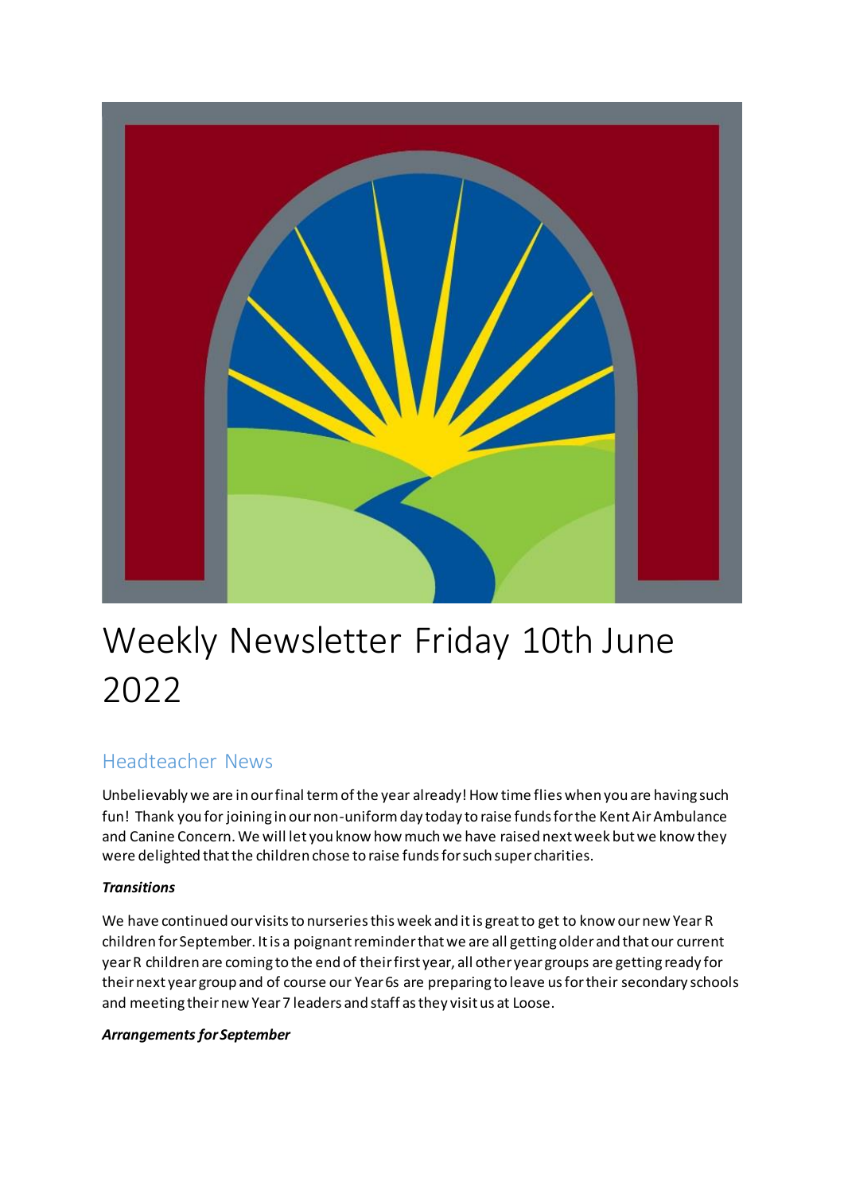# Weekly Newsletter Friday 10th June 2022

## Headteacher News

Unbelievably we are in our final term of the year already! How time flies when you are having such fun! Thank you for joining in our non-uniform day today to raise funds for the Kent Air Ambulance and Canine Concern. We will let you know how much we have raised next week but we know they were delighted that the children chose to raise funds for such super charities.

***Transitions***

We have continued our visits to nurseries this week and it is great to get to know our new Year R children for September. It is a poignant reminder that we are all getting older and that our current year R children are coming to the end of their first year, all other year groups are getting ready for their next year group and of course our Year 6s are preparing to leave us for their secondary schools and meeting their new Year 7 leaders and staff as they visit us at Loose.

***Arrangements for September***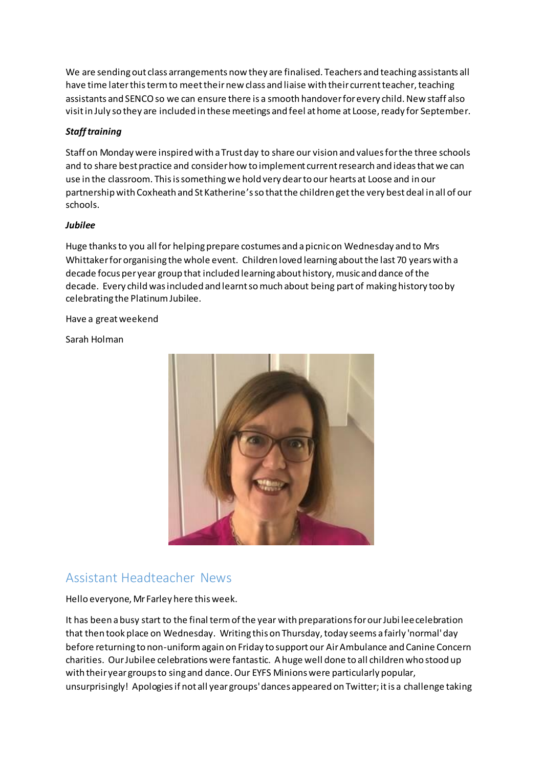We are sending out class arrangements now they are finalised. Teachers and teaching assistants all have time later this term to meet their new class and liaise with their current teacher, teaching assistants and SENCO so we can ensure there is a smooth handover for every child. New staff also visit in July so they are included in these meetings and feel at home at Loose, ready for September.

***Staff training***

Staff on Monday were inspired with a Trust day to share our vision and values for the three schools and to share best practice and consider how to implement current research and ideas that we can use in the classroom. This is something we hold very dear to our hearts at Loose and in our partnership with Coxheath and St Katherine's so that the children get the very best deal in all of our schools.

***Jubilee***

Huge thanks to you all for helping prepare costumes and a picnic on Wednesday and to Mrs Whittaker for organising the whole event. Children loved learning about the last 70 years with a decade focus per year group that included learning about history, music and dance of the decade. Every child was included and learnt so much about being part of making history too by celebrating the Platinum Jubilee.

Have a great weekend

Sarah Holman

## Assistant Headteacher News

Hello everyone, Mr Farley here this week.

It has been a busy start to the final term of the year with preparations for our Jubilee celebration that then took place on Wednesday. Writing this on Thursday, today seems a fairly 'normal' day before returning to non-uniform again on Friday to support our Air Ambulance and Canine Concern charities. Our Jubilee celebrations were fantastic. A huge well done to all children who stood up with their year groups to sing and dance. Our EYFS Minions were particularly popular, unsurprisingly! Apologies if not all year groups' dances appeared on Twitter; it is a challenge taking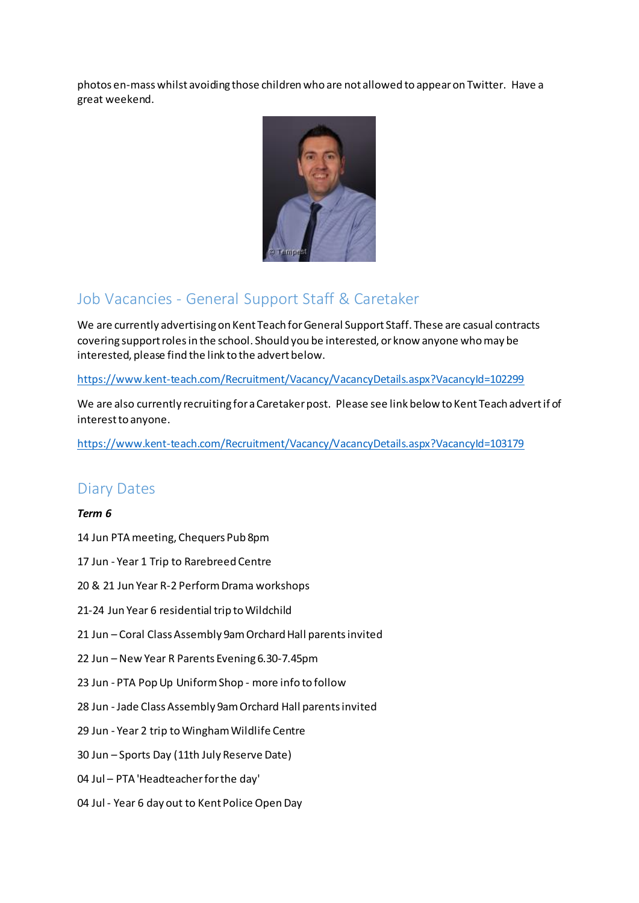photos en-mass whilst avoiding those children who are not allowed to appear on Twitter. Have a great weekend.

## Job Vacancies - General Support Staff & Caretaker

We are currently advertising on Kent Teach for General Support Staff. These are casual contracts covering support roles in the school. Should you be interested, or know anyone who may be interested, please find the link to the advert below.

https://www.kent-teach.com/Recruitment/Vacancy/VacancyDetails.aspx?VacancyId=102299

We are also currently recruiting for a Caretaker post. Please see link below to Kent Teach advert if of interest to anyone.

https://www.kent-teach.com/Recruitment/Vacancy/VacancyDetails.aspx?VacancyId=103179

## Diary Dates

***Term 6***

14 Jun PTA meeting, Chequers Pub 8pm

17 Jun - Year 1 Trip to Rarebreed Centre

20 & 21 Jun Year R-2 Perform Drama workshops

21-24 Jun Year 6 residential trip to Wildchild

21 Jun – Coral Class Assembly 9am Orchard Hall parents invited

22 Jun – New Year R Parents Evening 6.30-7.45pm

23 Jun - PTA Pop Up Uniform Shop - more info to follow

28 Jun - Jade Class Assembly 9am Orchard Hall parents invited

29 Jun - Year 2 trip to Wingham Wildlife Centre

30 Jun – Sports Day (11th July Reserve Date)

04 Jul – PTA 'Headteacher for the day'

04 Jul - Year 6 day out to Kent Police Open Day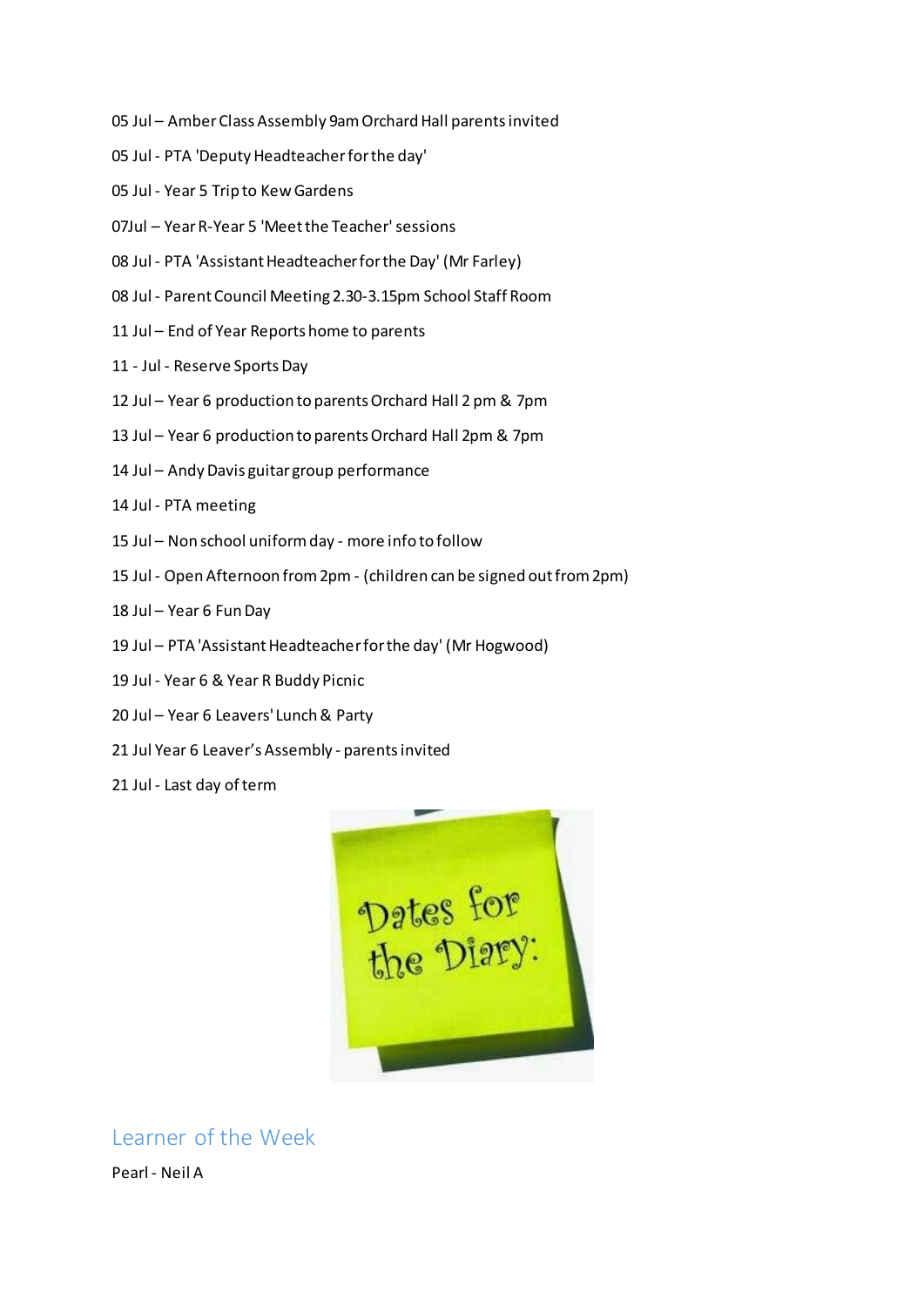05 Jul – Amber Class Assembly 9am Orchard Hall parents invited

05 Jul - PTA 'Deputy Headteacher for the day'

05 Jul - Year 5 Trip to Kew Gardens

07Jul – Year R-Year 5 'Meet the Teacher' sessions

08 Jul - PTA 'Assistant Headteacher for the Day' (Mr Farley)

08 Jul - Parent Council Meeting 2.30-3.15pm School Staff Room

11 Jul – End of Year Reports home to parents

11 - Jul - Reserve Sports Day

12 Jul – Year 6 production to parents Orchard Hall 2 pm & 7pm

13 Jul – Year 6 production to parents Orchard Hall 2pm & 7pm

14 Jul – Andy Davis guitar group performance

14 Jul - PTA meeting

15 Jul – Non school uniform day - more info to follow

15 Jul - Open Afternoon from 2pm - (children can be signed out from 2pm)

18 Jul – Year 6 Fun Day

19 Jul – PTA 'Assistant Headteacher for the day' (Mr Hogwood)

19 Jul - Year 6 & Year R Buddy Picnic

20 Jul – Year 6 Leavers' Lunch & Party

21 Jul Year 6 Leaver's Assembly - parents invited

21 Jul - Last day of term

## Learner of the Week

Pearl - Neil A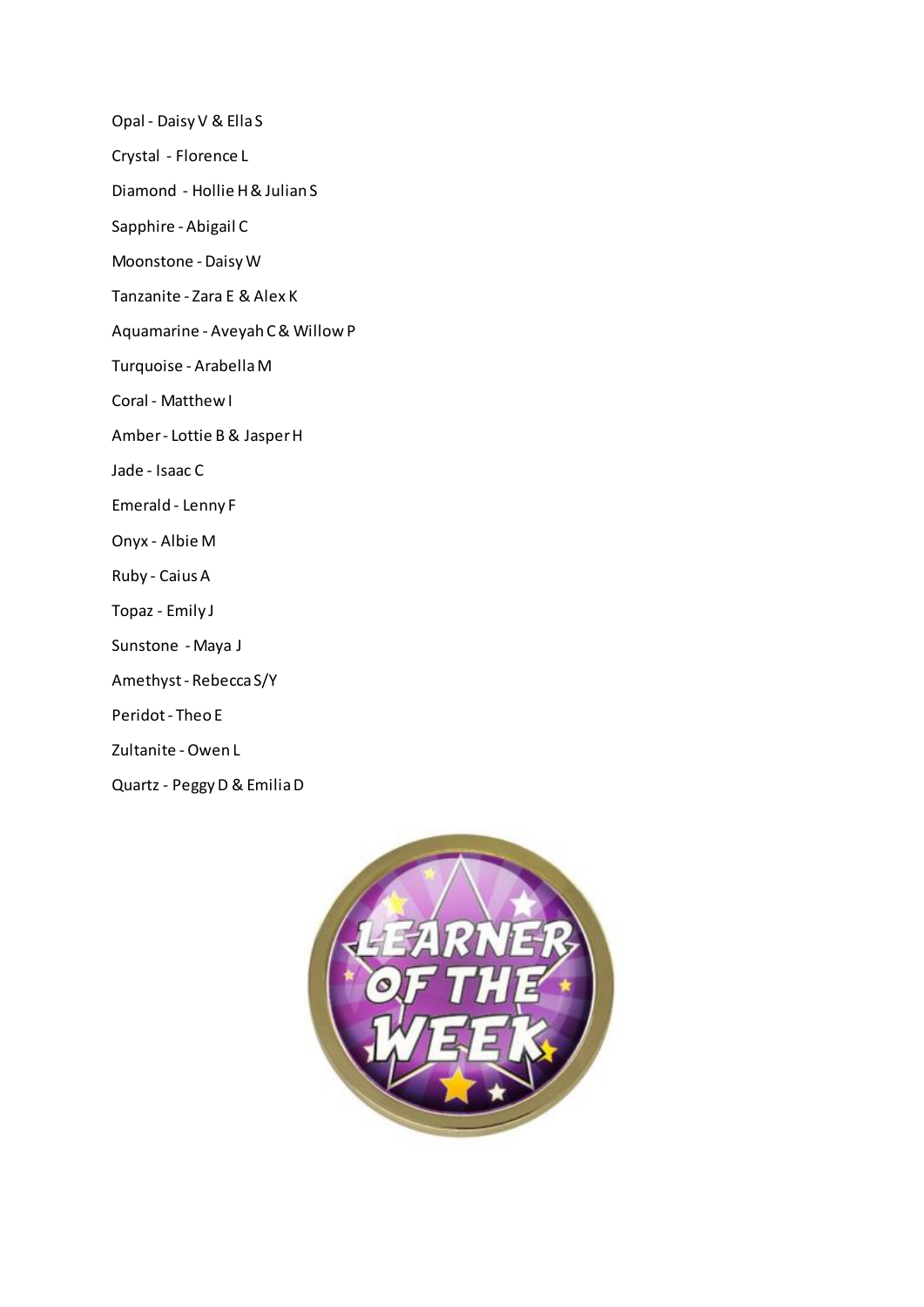Opal - Daisy V & Ella S

Crystal - Florence L

Diamond - Hollie H & Julian S

Sapphire - Abigail C

Moonstone - Daisy W

Tanzanite - Zara E & Alex K

Aquamarine - Aveyah C & Willow P

Turquoise - Arabella M

Coral - Matthew I

Amber - Lottie B & Jasper H

Jade - Isaac C

Emerald - Lenny F

Onyx - Albie M

Ruby - Caius A

Topaz - Emily J

Sunstone - Maya J

Amethyst - Rebecca S/Y

Peridot - Theo E

Zultanite - Owen L

Quartz - Peggy D & Emilia D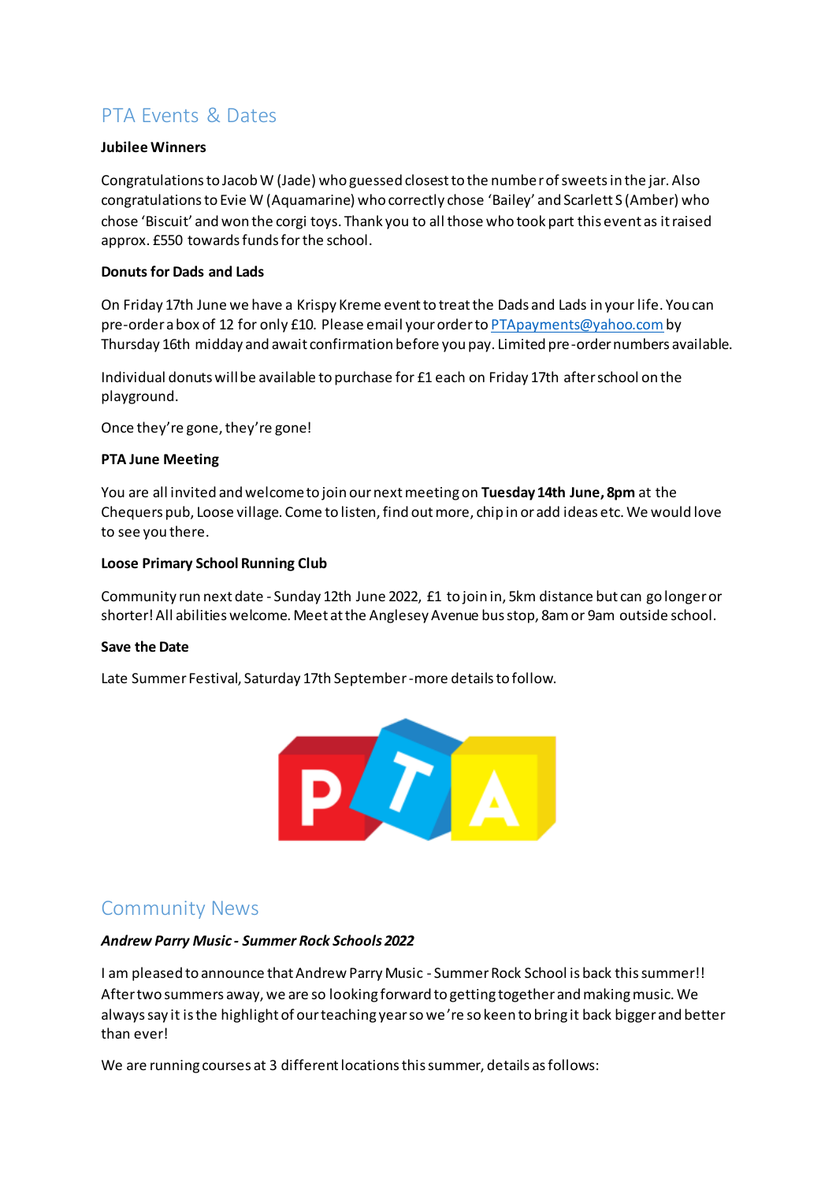## PTA Events & Dates

**Jubilee Winners**

Congratulations to Jacob W (Jade) who guessed closest to the number of sweets in the jar. Also congratulations to Evie W (Aquamarine) who correctly chose 'Bailey' and Scarlett S (Amber) who chose 'Biscuit' and won the corgi toys. Thank you to all those who took part this event as it raised approx. £550 towards funds for the school.

**Donuts for Dads and Lads**

On Friday 17th June we have a Krispy Kreme event to treat the Dads and Lads in your life. You can pre-order a box of 12 for only £10. Please email your order to PTApayments@yahoo.com by Thursday 16th midday and await confirmation before you pay. Limited pre-order numbers available.

Individual donuts will be available to purchase for £1 each on Friday 17th after school on the playground.

Once they're gone, they're gone!

**PTA June Meeting**

You are all invited and welcome to join our next meeting on **Tuesday 14th June, 8pm** at the Chequers pub, Loose village. Come to listen, find out more, chip in or add ideas etc. We would love to see you there.

**Loose Primary School Running Club**

Community run next date - Sunday 12th June 2022, £1 to join in, 5km distance but can go longer or shorter! All abilities welcome. Meet at the Anglesey Avenue bus stop, 8am or 9am outside school.

**Save the Date**

Late Summer Festival, Saturday 17th September - more details to follow.

## Community News

***Andrew Parry Music - Summer Rock Schools 2022***

I am pleased to announce that Andrew Parry Music - Summer Rock School is back this summer!! After two summers away, we are so looking forward to getting together and making music. We always say it is the highlight of our teaching year so we're so keen to bring it back bigger and better than ever!

We are running courses at 3 different locations this summer, details as follows: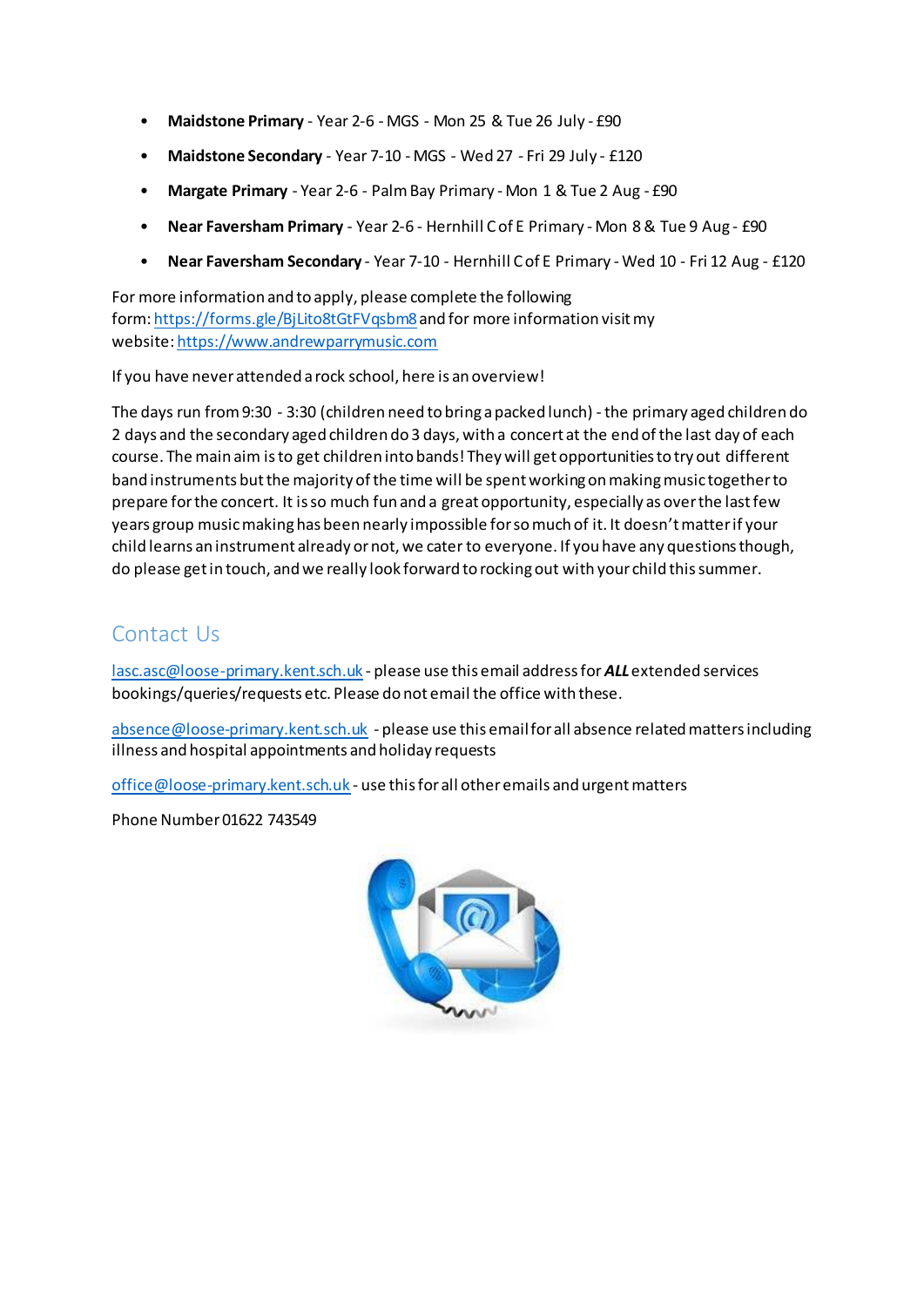- **Maidstone Primary** - Year 2-6 - MGS - Mon 25 & Tue 26 July - £90
- **Maidstone Secondary** - Year 7-10 - MGS - Wed 27 - Fri 29 July - £120
- **Margate Primary** - Year 2-6 - Palm Bay Primary - Mon 1 & Tue 2 Aug - £90
- **Near Faversham Primary** - Year 2-6 - Hernhill C of E Primary - Mon 8 & Tue 9 Aug - £90
- **Near Faversham Secondary** - Year 7-10 - Hernhill C of E Primary - Wed 10 - Fri 12 Aug - £120

For more information and to apply, please complete the following form: https://forms.gle/BjLito8tGtFVqsbm8 and for more information visit my website: https://www.andrewparrymusic.com

If you have never attended a rock school, here is an overview!

The days run from 9:30 - 3:30 (children need to bring a packed lunch) - the primary aged children do 2 days and the secondary aged children do 3 days, with a concert at the end of the last day of each course. The main aim is to get children into bands! They will get opportunities to try out different band instruments but the majority of the time will be spent working on making music together to prepare for the concert. It is so much fun and a great opportunity, especially as over the last few years group music making has been nearly impossible for so much of it. It doesn't matter if your child learns an instrument already or not, we cater to everyone. If you have any questions though, do please get in touch, and we really look forward to rocking out with your child this summer.

## Contact Us

lasc.asc@loose-primary.kent.sch.uk - please use this email address for ***ALL*** extended services bookings/queries/requests etc. Please do not email the office with these.

absence@loose-primary.kent.sch.uk - please use this email for all absence related matters including illness and hospital appointments and holiday requests

office@loose-primary.kent.sch.uk - use this for all other emails and urgent matters

Phone Number 01622 743549